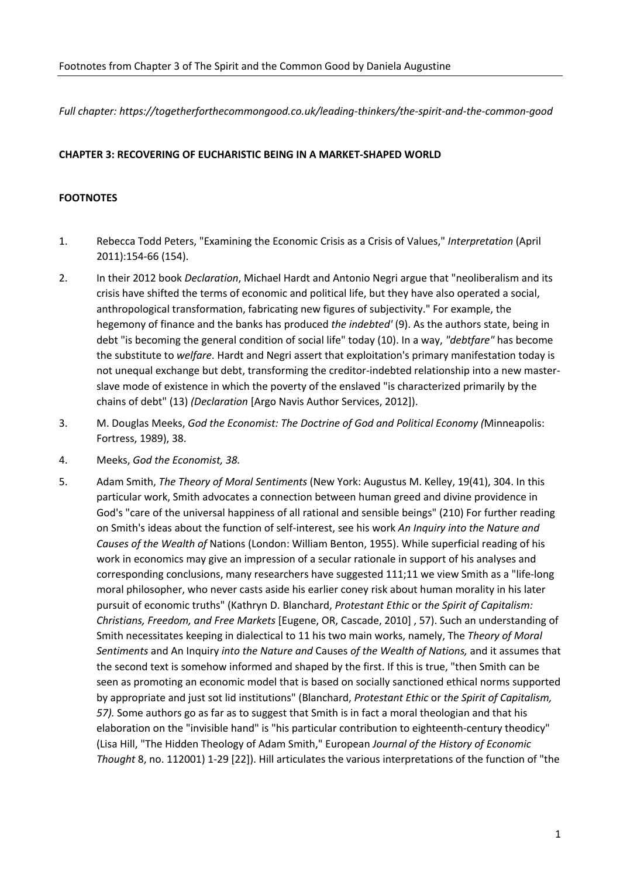Footnotes from Chapter 3 of The Spirit and the Common Good by Daniela Augustine

*Full chapter: https://togetherforthecommongood.co.uk/leading-thinkers/the-spirit-and-the-common-good*

**CHAPTER 3: RECOVERING OF EUCHARISTIC BEING IN A MARKET-SHAPED WORLD**

**FOOTNOTES**

1. Rebecca Todd Peters, "Examining the Economic Crisis as a Crisis of Values," *Interpretation* (April 2011):154-66 (154).

2. In their 2012 book *Declaration*, Michael Hardt and Antonio Negri argue that "neoliberalism and its crisis have shifted the terms of economic and political life, but they have also operated a social, anthropological transformation, fabricating new figures of subjectivity." For example, the hegemony of finance and the banks has produced *the indebted'* (9). As the authors state, being in debt "is becoming the general condition of social life" today (10). In a way, *"debtfare"* has become the substitute to *welfare*. Hardt and Negri assert that exploitation's primary manifestation today is not unequal exchange but debt, transforming the creditor-indebted relationship into a new master-slave mode of existence in which the poverty of the enslaved "is characterized primarily by the chains of debt" (13) *(Declaration* [Argo Navis Author Services, 2012]).

3. M. Douglas Meeks, *God the Economist: The Doctrine of God and Political Economy (*Minneapolis: Fortress, 1989), 38.

4. Meeks, *God the Economist, 38.*

5. Adam Smith, *The Theory of Moral Sentiments* (New York: Augustus M. Kelley, 19(41), 304. In this particular work, Smith advocates a connection between human greed and divine providence in God's "care of the universal happiness of all rational and sensible beings" (210) For further reading on Smith's ideas about the function of self-interest, see his work *An Inquiry into the Nature and Causes of the Wealth of* Nations (London: William Benton, 1955). While superficial reading of his work in economics may give an impression of a secular rationale in support of his analyses and corresponding conclusions, many researchers have suggested 111;11 we view Smith as a "life-long moral philosopher, who never casts aside his earlier coney risk about human morality in his later pursuit of economic truths" (Kathryn D. Blanchard, *Protestant Ethic* or *the Spirit of Capitalism: Christians, Freedom, and Free Markets* [Eugene, OR, Cascade, 2010] , 57). Such an understanding of Smith necessitates keeping in dialectical to 11 his two main works, namely, The *Theory of Moral Sentiments* and An Inquiry *into the Nature and* Causes *of the Wealth of Nations,* and it assumes that the second text is somehow informed and shaped by the first. If this is true, "then Smith can be seen as promoting an economic model that is based on socially sanctioned ethical norms supported by appropriate and just sot lid institutions" (Blanchard, *Protestant Ethic* or *the Spirit of Capitalism, 57).* Some authors go as far as to suggest that Smith is in fact a moral theologian and that his elaboration on the "invisible hand" is "his particular contribution to eighteenth-century theodicy" (Lisa Hill, "The Hidden Theology of Adam Smith," European *Journal of the History of Economic Thought* 8, no. 112001) 1-29 [22]). Hill articulates the various interpretations of the function of "the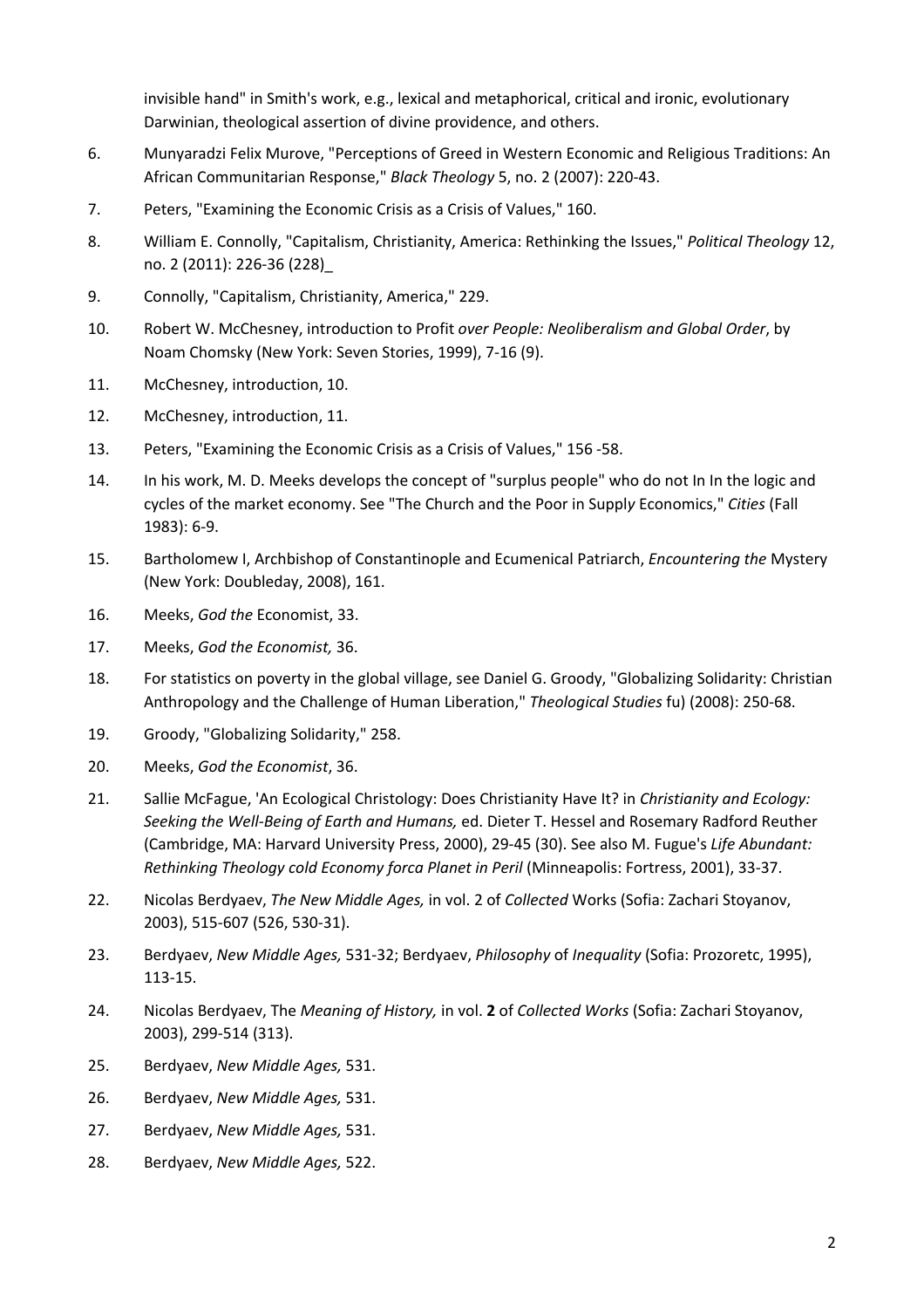invisible hand" in Smith's work, e.g., lexical and metaphorical, critical and ironic, evolutionary Darwinian, theological assertion of divine providence, and others.

6. Munyaradzi Felix Murove, "Perceptions of Greed in Western Economic and Religious Traditions: An African Communitarian Response," *Black Theology* 5, no. 2 (2007): 220-43.

7. Peters, "Examining the Economic Crisis as a Crisis of Values," 160.

8. William E. Connolly, "Capitalism, Christianity, America: Rethinking the Issues," *Political Theology* 12, no. 2 (2011): 226-36 (228)_

9. Connolly, "Capitalism, Christianity, America," 229.

10. Robert W. McChesney, introduction to Profit *over People: Neoliberalism and Global Order*, by Noam Chomsky (New York: Seven Stories, 1999), 7-16 (9).

11. McChesney, introduction, 10.

12. McChesney, introduction, 11.

13. Peters, "Examining the Economic Crisis as a Crisis of Values," 156 -58.

14. In his work, M. D. Meeks develops the concept of "surplus people" who do not In In the logic and cycles of the market economy. See "The Church and the Poor in Suppl*y* Economics," *Cities* (Fall 1983): 6-9.

15. Bartholomew I, Archbishop of Constantinople and Ecumenical Patriarch, *Encountering the* Mystery (New York: Doubleday, 2008), 161.

16. Meeks, *God the* Economist, 33.

17. Meeks, *God the Economist,* 36.

18. For statistics on poverty in the global village, see Daniel G. Groody, "Globalizing Solidarity: Christian Anthropology and the Challenge of Human Liberation," *Theological Studies* fu) (2008): 250-68.

19. Groody, "Globalizing Solidarity," 258.

20. Meeks, *God the Economist*, 36.

21. Sallie McFague, 'An Ecological Christology: Does Christianity Have It? in *Christianity and Ecology: Seeking the Well-Being of Earth and Humans,* ed. Dieter T. Hessel and Rosemary Radford Reuther (Cambridge, MA: Harvard University Press, 2000), 29-45 (30). See also M. Fugue's *Life Abundant: Rethinking Theology cold Economy forca Planet in Peril* (Minneapolis: Fortress, 2001), 33-37.

22. Nicolas Berdyaev, *The New Middle Ages,* in vol. 2 of *Collected* Works (Sofia: Zachari Stoyanov, 2003), 515-607 (526, 530-31).

23. Berdyaev, *New Middle Ages,* 531-32; Berdyaev, *Philosophy* of *Inequality* (Sofia: Prozoretc, 1995), 113-15.

24. Nicolas Berdyaev, The *Meaning of History,* in vol. **2** of *Collected Works* (Sofia: Zachari Stoyanov, 2003), 299-514 (313).

25. Berdyaev, *New Middle Ages,* 531.

26. Berdyaev, *New Middle Ages,* 531.

27. Berdyaev, *New Middle Ages,* 531.

28. Berdyaev, *New Middle Ages,* 522.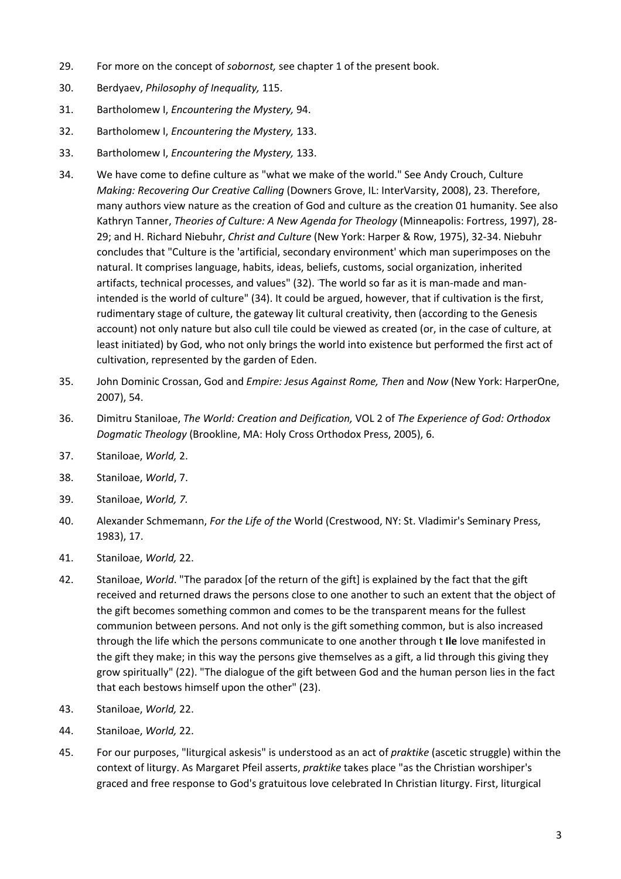29. For more on the concept of *sobornost,* see chapter 1 of the present book.

30. Berdyaev, *Philosophy of Inequality,* 115.

31. Bartholomew I, *Encountering the Mystery,* 94.

32. Bartholomew I, *Encountering the Mystery,* 133.

33. Bartholomew I, *Encountering the Mystery,* 133.

34. We have come to define culture as "what we make of the world." See Andy Crouch, Culture *Making: Recovering Our Creative Calling* (Downers Grove, IL: InterVarsity, 2008), 23. Therefore, many authors view nature as the creation of God and culture as the creation 01 humanity. See also Kathryn Tanner, *Theories of Culture: A New Agenda for Theology* (Minneapolis: Fortress, 1997), 28-29; and H. Richard Niebuhr, *Christ and Culture* (New York: Harper & Row, 1975), 32-34. Niebuhr concludes that "Culture is the 'artificial, secondary environment' which man superimposes on the natural. It comprises language, habits, ideas, beliefs, customs, social organization, inherited artifacts, technical processes, and values" (32). The world so far as it is man-made and man-intended is the world of culture" (34). It could be argued, however, that if cultivation is the first, rudimentary stage of culture, the gateway lit cultural creativity, then (according to the Genesis account) not only nature but also cull tile could be viewed as created (or, in the case of culture, at least initiated) by God, who not only brings the world into existence but performed the first act of cultivation, represented by the garden of Eden.

35. John Dominic Crossan, God and *Empire: Jesus Against Rome, Then* and *Now* (New York: HarperOne, 2007), 54.

36. Dimitru Staniloae, *The World: Creation and Deification,* VOL 2 of *The Experience of God: Orthodox Dogmatic Theology* (Brookline, MA: Holy Cross Orthodox Press, 2005), 6.

37. Staniloae, *World,* 2.

38. Staniloae, *World*, 7.

39. Staniloae, *World, 7.*

40. Alexander Schmemann, *For the Life of the* World (Crestwood, NY: St. Vladimir's Seminary Press, 1983), 17.

41. Staniloae, *World,* 22.

42. Staniloae, *World*. "The paradox [of the return of the gift] is explained by the fact that the gift received and returned draws the persons close to one another to such an extent that the object of the gift becomes something common and comes to be the transparent means for the fullest communion between persons. And not only is the gift something common, but is also increased through the life which the persons communicate to one another through t **Ile** love manifested in the gift they make; in this way the persons give themselves as a gift, a lid through this giving they grow spiritually" (22). "The dialogue of the gift between God and the human person lies in the fact that each bestows himself upon the other" (23).

43. Staniloae, *World,* 22.

44. Staniloae, *World,* 22.

45. For our purposes, "liturgical askesis" is understood as an act of *praktike* (ascetic struggle) within the context of liturgy. As Margaret Pfeil asserts, *praktike* takes place "as the Christian worshiper's graced and free response to God's gratuitous love celebrated In Christian Iiturgy. First, liturgical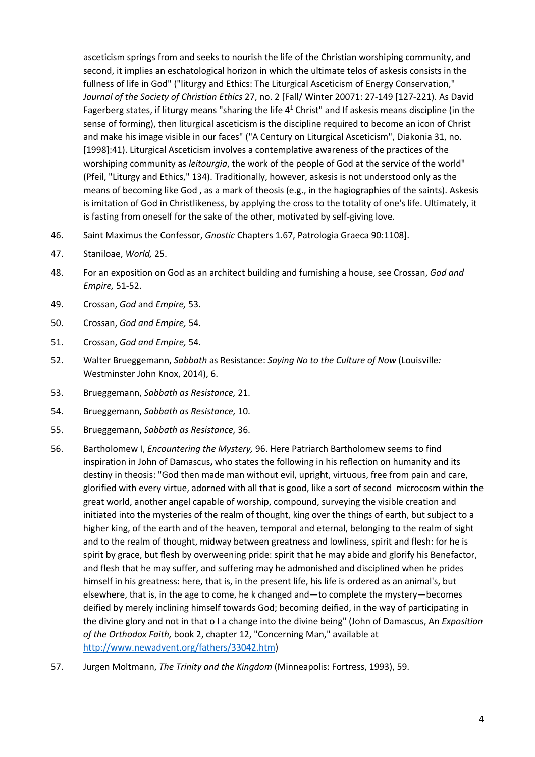asceticism springs from and seeks to nourish the life of the Christian worshiping community, and second, it implies an eschatological horizon in which the ultimate telos of askesis consists in the fullness of life in God" ("liturgy and Ethics: The Liturgical Asceticism of Energy Conservation," *Journal of the Society of Christian Ethics* 27, no. 2 [Fall/ Winter 20071: 27-149 [127-221). As David Fagerberg states, if liturgy means "sharing the life 4[1] Christ" and If askesis means discipline (in the sense of forming), then liturgical asceticism is the discipline required to become an icon of Christ and make his image visible in our faces" ("A Century on Liturgical Asceticism", Diakonia 31, no. [1998]:41). Liturgical Asceticism involves a contemplative awareness of the practices of the worshiping community as *leitourgia*, the work of the people of God at the service of the world" (Pfeil, "Liturgy and Ethics," 134). Traditionally, however, askesis is not understood only as the means of becoming like God , as a mark of theosis (e.g., in the hagiographies of the saints). Askesis is imitation of God in Christlikeness, by applying the cross to the totality of one's life. Ultimately, it is fasting from oneself for the sake of the other, motivated by self-giving love.

46. Saint Maximus the Confessor, *Gnostic* Chapters 1.67, Patrologia Graeca 90:1108].

47. Staniloae, *World,* 25.

48. For an exposition on God as an architect building and furnishing a house, see Crossan, *God and Empire,* 51-52.

49. Crossan, *God* and *Empire,* 53.

50. Crossan, *God and Empire,* 54.

51. Crossan, *God and Empire,* 54.

52. Walter Brueggemann, *Sabbath* as Resistance: *Saying No to the Culture of Now* (Louisville*:* Westminster John Knox, 2014), 6.

53. Brueggemann, *Sabbath as Resistance,* 21.

54. Brueggemann, *Sabbath as Resistance,* 10.

55. Brueggemann, *Sabbath as Resistance,* 36.

56. Bartholomew I, *Encountering the Mystery,* 96. Here Patriarch Bartholomew seems to find inspiration in John of Damascus**,** who states the following in his reflection on humanity and its destiny in theosis: "God then made man without evil, upright, virtuous, free from pain and care, glorified with every virtue, adorned with all that is good, like a sort of second microcosm within the great world, another angel capable of worship, compound, surveying the visible creation and initiated into the mysteries of the realm of thought, king over the things of earth, but subject to a higher king, of the earth and of the heaven, temporal and eternal, belonging to the realm of sight and to the realm of thought, midway between greatness and lowliness, spirit and flesh: for he is spirit by grace, but flesh by overweening pride: spirit that he may abide and glorify his Benefactor, and flesh that he may suffer, and suffering may he admonished and disciplined when he prides himself in his greatness: here, that is, in the present life, his life is ordered as an animal's, but elsewhere, that is, in the age to come, he k changed and—to complete the mystery—becomes deified by merely inclining himself towards God; becoming deified, in the way of participating in the divine glory and not in that o I a change into the divine being" (John of Damascus, An *Exposition of the Orthodox Faith,* book 2, chapter 12, "Concerning Man," available at http://www.newadvent.org/fathers/33042.htm)

57. Jurgen Moltmann, *The Trinity and the Kingdom* (Minneapolis: Fortress, 1993), 59.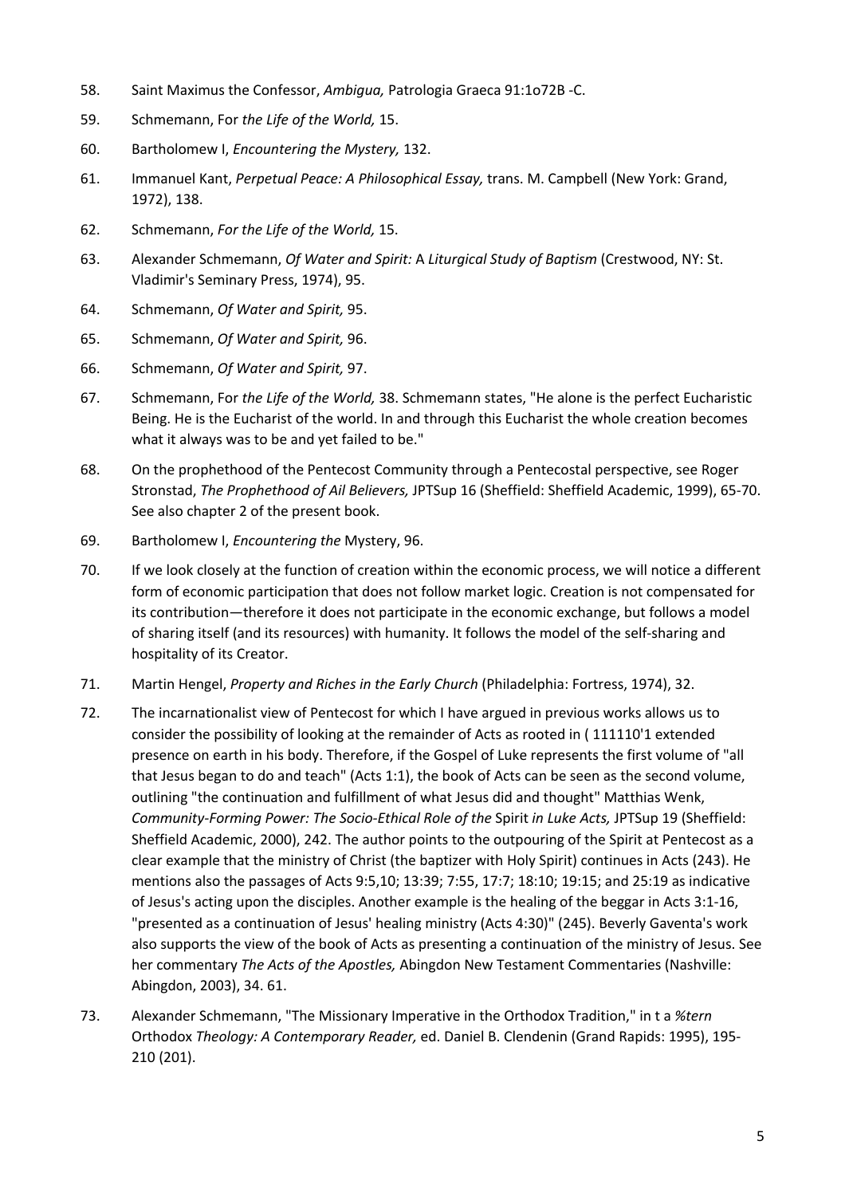58. Saint Maximus the Confessor, *Ambigua,* Patrologia Graeca 91:1o72B -C.

59. Schmemann, For *the Life of the World,* 15.

60. Bartholomew I, *Encountering the Mystery,* 132.

61. Immanuel Kant, *Perpetual Peace: A Philosophical Essay,* trans. M. Campbell (New York: Grand, 1972), 138.

62. Schmemann, *For the Life of the World,* 15.

63. Alexander Schmemann, *Of Water and Spirit:* A *Liturgical Study of Baptism* (Crestwood, NY: St. Vladimir's Seminary Press, 1974), 95.

64. Schmemann, *Of Water and Spirit,* 95.

65. Schmemann, *Of Water and Spirit,* 96.

66. Schmemann, *Of Water and Spirit,* 97.

67. Schmemann, For *the Life of the World,* 38. Schmemann states, "He alone is the perfect Eucharistic Being. He is the Eucharist of the world. In and through this Eucharist the whole creation becomes what it always was to be and yet failed to be."

68. On the prophethood of the Pentecost Community through a Pentecostal perspective, see Roger Stronstad, *The Prophethood of Ail Believers,* JPTSup 16 (Sheffield: Sheffield Academic, 1999), 65-70. See also chapter 2 of the present book.

69. Bartholomew I, *Encountering the* Mystery, 96.

70. If we look closely at the function of creation within the economic process, we will notice a different form of economic participation that does not follow market logic. Creation is not compensated for its contribution—therefore it does not participate in the economic exchange, but follows a model of sharing itself (and its resources) with humanity. It follows the model of the self-sharing and hospitality of its Creator.

71. Martin Hengel, *Property and Riches in the Early Church* (Philadelphia: Fortress, 1974), 32.

72. The incarnationalist view of Pentecost for which I have argued in previous works allows us to consider the possibility of looking at the remainder of Acts as rooted in ( 111110'1 extended presence on earth in his body. Therefore, if the Gospel of Luke represents the first volume of "all that Jesus began to do and teach" (Acts 1:1), the book of Acts can be seen as the second volume, outlining "the continuation and fulfillment of what Jesus did and thought" Matthias Wenk, *Community-Forming Power: The Socio-Ethical Role of the* Spirit *in Luke Acts,* JPTSup 19 (Sheffield: Sheffield Academic, 2000), 242. The author points to the outpouring of the Spirit at Pentecost as a clear example that the ministry of Christ (the baptizer with Holy Spirit) continues in Acts (243). He mentions also the passages of Acts 9:5,10; 13:39; 7:55, 17:7; 18:10; 19:15; and 25:19 as indicative of Jesus's acting upon the disciples. Another example is the healing of the beggar in Acts 3:1-16, "presented as a continuation of Jesus' healing ministry (Acts 4:30)" (245). Beverly Gaventa's work also supports the view of the book of Acts as presenting a continuation of the ministry of Jesus. See her commentary *The Acts of the Apostles,* Abingdon New Testament Commentaries (Nashville: Abingdon, 2003), 34. 61.

73. Alexander Schmemann, "The Missionary Imperative in the Orthodox Tradition," in t a *%tern* Orthodox *Theology: A Contemporary Reader,* ed. Daniel B. Clendenin (Grand Rapids: 1995), 195-210 (201).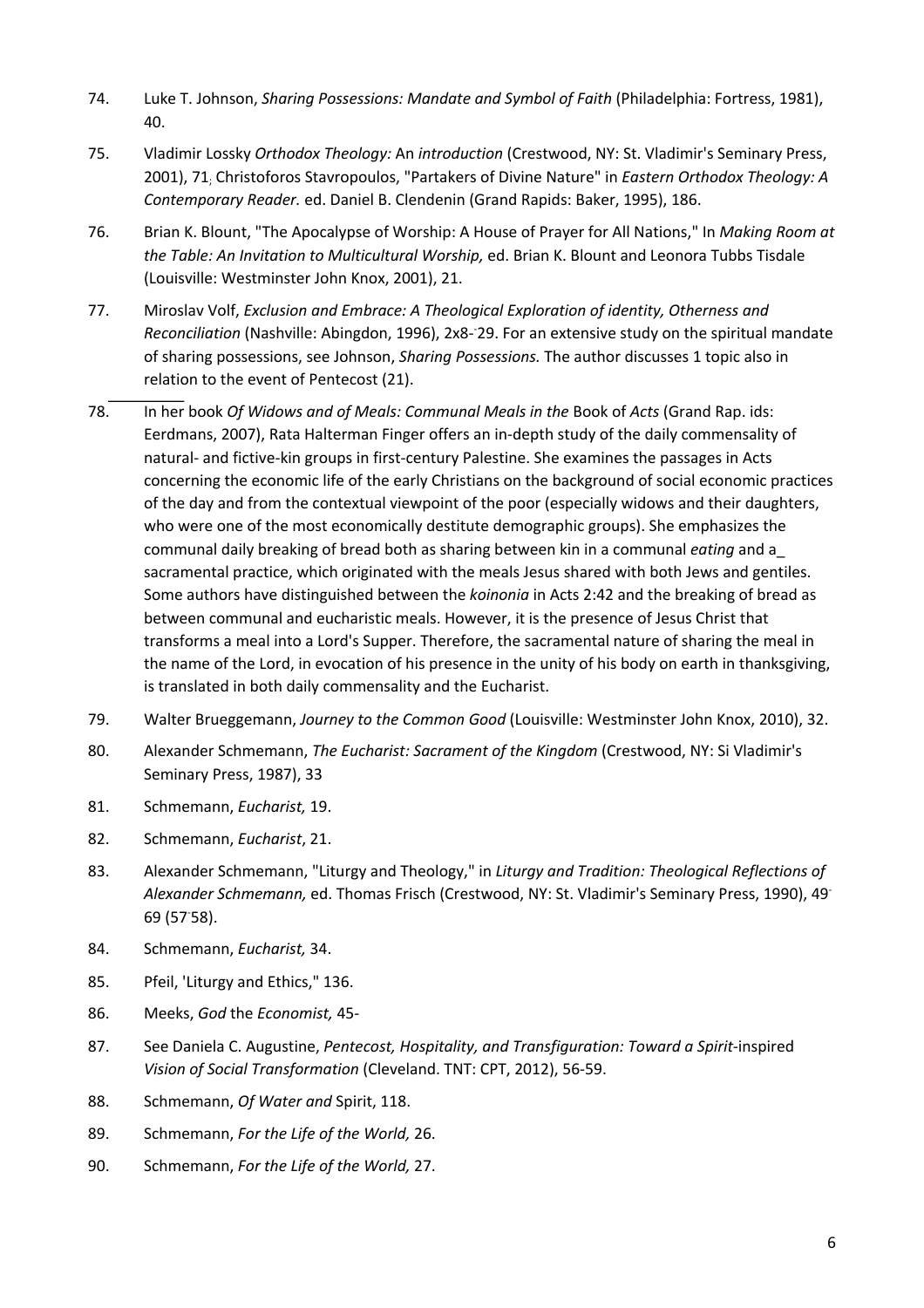74. Luke T. Johnson, *Sharing Possessions: Mandate and Symbol of Faith* (Philadelphia: Fortress, 1981), 40.

75. Vladimir Lossky *Orthodox Theology:* An *introduction* (Crestwood, NY: St. Vladimir's Seminary Press, 2001), 71; Christoforos Stavropoulos, "Partakers of Divine Nature" in *Eastern Orthodox Theology: A Contemporary Reader.* ed. Daniel B. Clendenin (Grand Rapids: Baker, 1995), 186.

76. Brian K. Blount, "The Apocalypse of Worship: A House of Prayer for All Nations," In *Making Room at the Table: An Invitation to Multicultural Worship,* ed. Brian K. Blount and Leonora Tubbs Tisdale (Louisville: Westminster John Knox, 2001), 21.

77. Miroslav Volf, *Exclusion and Embrace: A Theological Exploration of identity, Otherness and Reconciliation* (Nashville: Abingdon, 1996), 2x8-29. For an extensive study on the spiritual mandate of sharing possessions, see Johnson, *Sharing Possessions.* The author discusses 1 topic also in relation to the event of Pentecost (21).

78. In her book *Of Widows and of Meals: Communal Meals in the* Book of *Acts* (Grand Rap. ids: Eerdmans, 2007), Rata Halterman Finger offers an in-depth study of the daily commensality of natural- and fictive-kin groups in first-century Palestine. She examines the passages in Acts concerning the economic life of the early Christians on the background of social economic practices of the day and from the contextual viewpoint of the poor (especially widows and their daughters, who were one of the most economically destitute demographic groups). She emphasizes the communal daily breaking of bread both as sharing between kin in a communal *eating* and a_ sacramental practice, which originated with the meals Jesus shared with both Jews and gentiles. Some authors have distinguished between the *koinonia* in Acts 2:42 and the breaking of bread as between communal and eucharistic meals. However, it is the presence of Jesus Christ that transforms a meal into a Lord's Supper. Therefore, the sacramental nature of sharing the meal in the name of the Lord, in evocation of his presence in the unity of his body on earth in thanksgiving, is translated in both daily commensality and the Eucharist.

79. Walter Brueggemann, *Journey to the Common Good* (Louisville: Westminster John Knox, 2010), 32.

80. Alexander Schmemann, *The Eucharist: Sacrament of the Kingdom* (Crestwood, NY: Si Vladimir's Seminary Press, 1987), 33

81. Schmemann, *Eucharist,* 19.

82. Schmemann, *Eucharist*, 21.

83. Alexander Schmemann, "Liturgy and Theology," in *Liturgy and Tradition: Theological Reflections of Alexander Schmemann,* ed. Thomas Frisch (Crestwood, NY: St. Vladimir's Seminary Press, 1990), 49-69 (57-58).

84. Schmemann, *Eucharist,* 34.

85. Pfeil, 'Liturgy and Ethics," 136.

86. Meeks, *God* the *Economist,* 45-

87. See Daniela C. Augustine, *Pentecost, Hospitality, and Transfiguration: Toward a Spirit*-inspired *Vision of Social Transformation* (Cleveland. TNT: CPT, 2012), 56-59.

88. Schmemann, *Of Water and* Spirit, 118.

89. Schmemann, *For the Life of the World,* 26.

90. Schmemann, *For the Life of the World,* 27.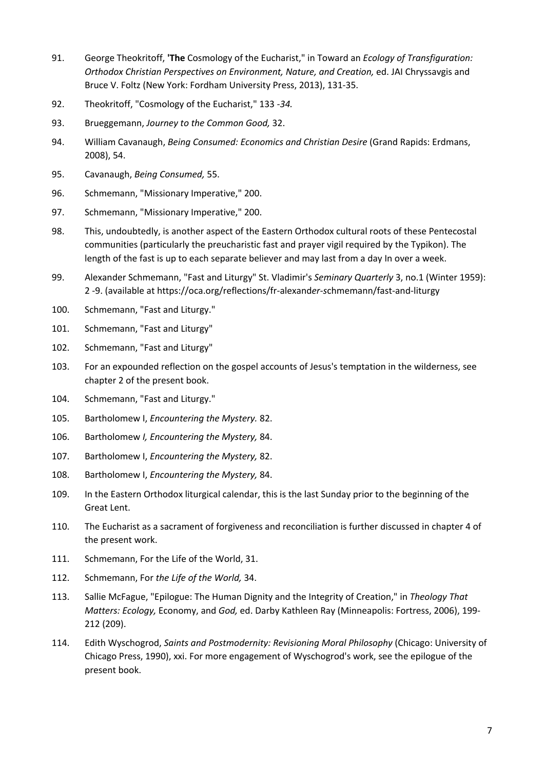91. George Theokritoff, **'The** Cosmology of the Eucharist," in Toward an *Ecology of Transfiguration: Orthodox Christian Perspectives on Environment, Nature, and Creation,* ed. JAI Chryssavgis and Bruce V. Foltz (New York: Fordham University Press, 2013), 131-35.

92. Theokritoff, "Cosmology of the Eucharist," 133 *-34.*

93. Brueggemann, *Journey to the Common Good,* 32.

94. William Cavanaugh, *Being Consumed: Economics and Christian Desire* (Grand Rapids: Erdmans, 2008), 54.

95. Cavanaugh, *Being Consumed,* 55.

96. Schmemann, "Missionary Imperative," 200.

97. Schmemann, "Missionary Imperative," 200.

98. This, undoubtedly, is another aspect of the Eastern Orthodox cultural roots of these Pentecostal communities (particularly the preucharistic fast and prayer vigil required by the Typikon). The length of the fast is up to each separate believer and may last from a day In over a week.

99. Alexander Schmemann, "Fast and Liturgy" St. Vladimir's *Seminary Quarterly* 3, no.1 (Winter 1959): 2 -9. (available at https://oca.org/reflections/fr-alexand*er-s*chmemann/fast-and-liturgy

100. Schmemann, "Fast and Liturgy."

101. Schmemann, "Fast and Liturgy"

102. Schmemann, "Fast and Liturgy"

103. For an expounded reflection on the gospel accounts of Jesus's temptation in the wilderness, see chapter 2 of the present book.

104. Schmemann, "Fast and Liturgy."

105. Bartholomew I, *Encountering the Mystery.* 82.

106. Bartholomew *I, Encountering the Mystery,* 84.

107. Bartholomew I, *Encountering the Mystery,* 82.

108. Bartholomew I, *Encountering the Mystery,* 84.

109. In the Eastern Orthodox liturgical calendar, this is the last Sunday prior to the beginning of the Great Lent.

110. The Eucharist as a sacrament of forgiveness and reconciliation is further discussed in chapter 4 of the present work.

111. Schmemann, For the Life of the World, 31.

112. Schmemann, For *the Life of the World,* 34.

113. Sallie McFague, "Epilogue: The Human Dignity and the Integrity of Creation," in *Theology That Matters: Ecology,* Economy, and *God,* ed. Darby Kathleen Ray (Minneapolis: Fortress, 2006), 199-212 (209).

114. Edith Wyschogrod, *Saints and Postmodernity: Revisioning Moral Philosophy* (Chicago: University of Chicago Press, 1990), xxi. For more engagement of Wyschogrod's work, see the epilogue of the present book.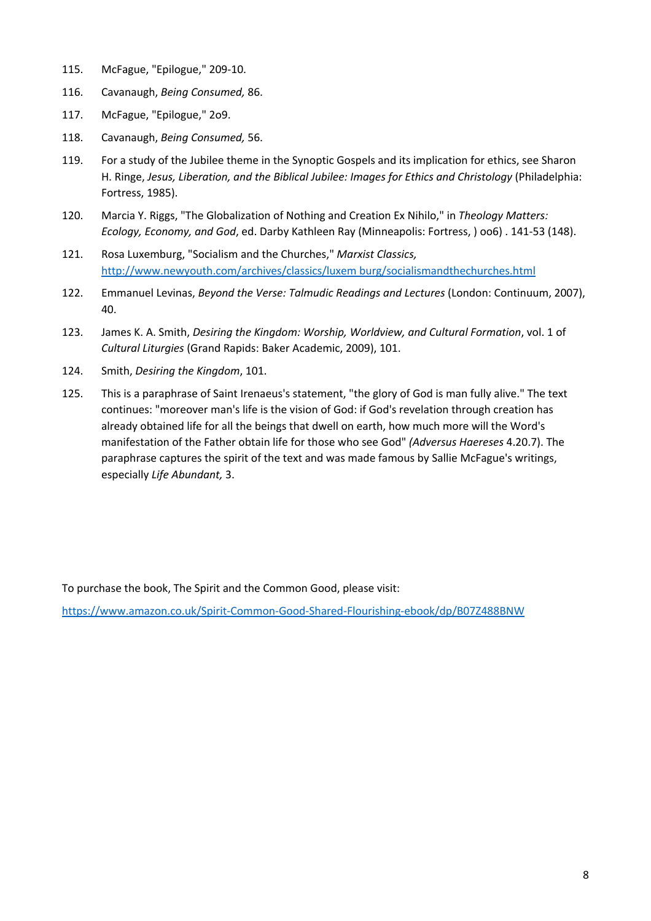115. McFague, "Epilogue," 209-10.

116. Cavanaugh, *Being Consumed,* 86.

117. McFague, "Epilogue," 2o9.

118. Cavanaugh, *Being Consumed,* 56.

119. For a study of the Jubilee theme in the Synoptic Gospels and its implication for ethics, see Sharon H. Ringe, *Jesus, Liberation, and the Biblical Jubilee: Images for Ethics and Christology* (Philadelphia: Fortress, 1985).

120. Marcia Y. Riggs, "The Globalization of Nothing and Creation Ex Nihilo," in *Theology Matters: Ecology, Economy, and God*, ed. Darby Kathleen Ray (Minneapolis: Fortress, ) oo6) . 141-53 (148).

121. Rosa Luxemburg, "Socialism and the Churches," *Marxist Classics,* [http://www.newyouth.com/archives/classics/luxem burg/socialismandthechurches.html](http://www.newyouth.com/archives/classics/luxemburg/socialismandthechurches.html)

122. Emmanuel Levinas, *Beyond the Verse: Talmudic Readings and Lectures* (London: Continuum, 2007), 40.

123. James K. A. Smith, *Desiring the Kingdom: Worship, Worldview, and Cultural Formation*, vol. 1 of *Cultural Liturgies* (Grand Rapids: Baker Academic, 2009), 101.

124. Smith, *Desiring the Kingdom*, 101.

125. This is a paraphrase of Saint Irenaeus's statement, "the glory of God is man fully alive." The text continues: "moreover man's life is the vision of God: if God's revelation through creation has already obtained life for all the beings that dwell on earth, how much more will the Word's manifestation of the Father obtain life for those who see God" *(Adversus Haereses* 4.20.7). The paraphrase captures the spirit of the text and was made famous by Sallie McFague's writings, especially *Life Abundant,* 3.

To purchase the book, The Spirit and the Common Good, please visit:

[https://www.amazon.co.uk/Spirit-Common-Good-Shared-Flourishing-ebook/dp/B07Z488BNW](https://www.amazon.co.uk/Spirit-Common-Good-Shared-Flourishing-ebook/dp/B07Z488BNW)